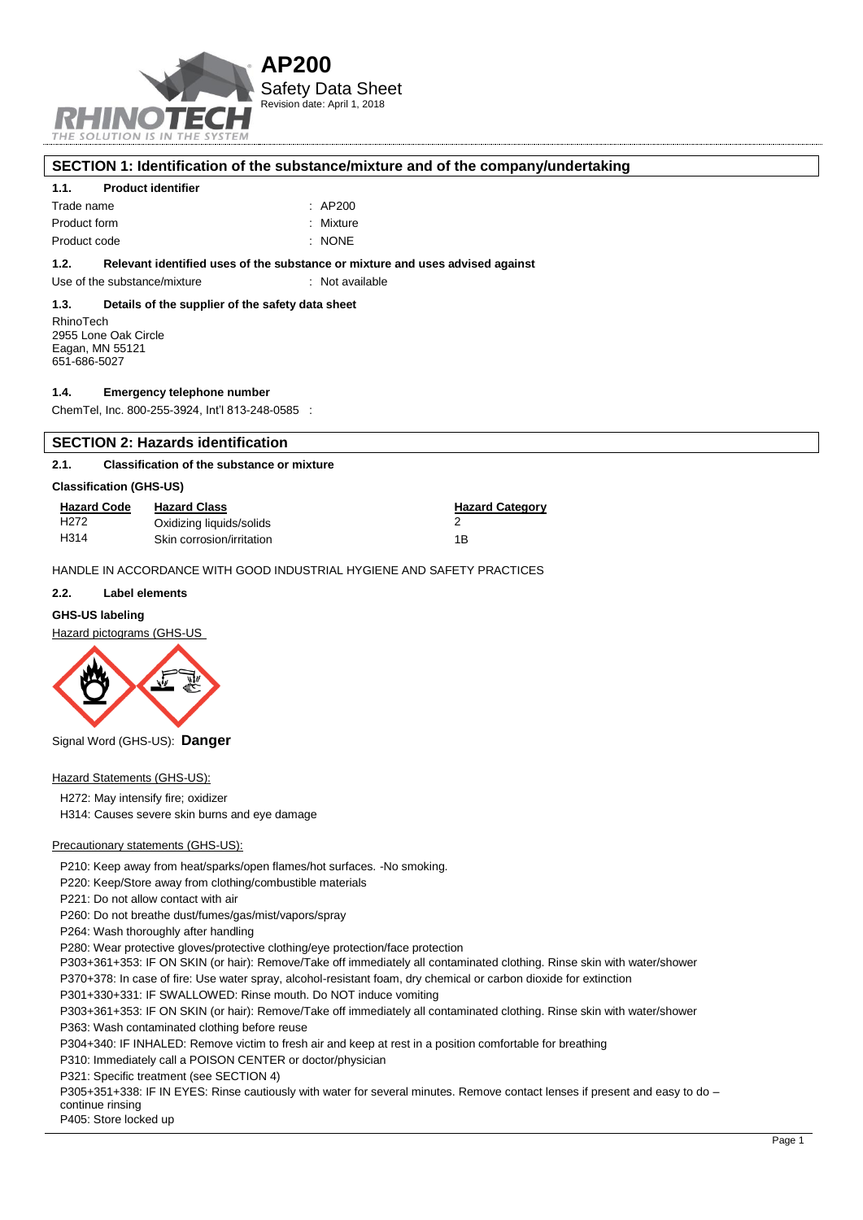# AP200

Safety Data Sheet

Revision date: April 1, 2018

## SECTION 1: Identification of the substance/mixture and of the company/undertaking

### 1.1. Product identifier

Trade name : AP200

Product form : Mixture

Product code : NONE

### 1.2. Relevant identified uses of the substance or mixture and uses advised against

Use of the substance/mixture : Not available

### 1.3. Details of the supplier of the safety data sheet

RhinoTech
2955 Lone Oak Circle
Eagan, MN 55121
651-686-5027

### 1.4. Emergency telephone number

ChemTel, Inc. 800-255-3924, Int'l 813-248-0585 :

## SECTION 2: Hazards identification

### 2.1. Classification of the substance or mixture

**Classification (GHS-US)**

| Hazard Code | Hazard Class | Hazard Category |
|---|---|---|
| H272 | Oxidizing liquids/solids | 2 |
| H314 | Skin corrosion/irritation | 1B |

HANDLE IN ACCORDANCE WITH GOOD INDUSTRIAL HYGIENE AND SAFETY PRACTICES

### 2.2. Label elements

**GHS-US labeling**

Hazard pictograms (GHS-US

Signal Word (GHS-US): **Danger**

Hazard Statements (GHS-US):

H272: May intensify fire; oxidizer
H314: Causes severe skin burns and eye damage

Precautionary statements (GHS-US):

P210: Keep away from heat/sparks/open flames/hot surfaces. -No smoking.
P220: Keep/Store away from clothing/combustible materials
P221: Do not allow contact with air
P260: Do not breathe dust/fumes/gas/mist/vapors/spray
P264: Wash thoroughly after handling
P280: Wear protective gloves/protective clothing/eye protection/face protection
P303+361+353: IF ON SKIN (or hair): Remove/Take off immediately all contaminated clothing. Rinse skin with water/shower
P370+378: In case of fire: Use water spray, alcohol-resistant foam, dry chemical or carbon dioxide for extinction
P301+330+331: IF SWALLOWED: Rinse mouth. Do NOT induce vomiting
P303+361+353: IF ON SKIN (or hair): Remove/Take off immediately all contaminated clothing. Rinse skin with water/shower
P363: Wash contaminated clothing before reuse
P304+340: IF INHALED: Remove victim to fresh air and keep at rest in a position comfortable for breathing
P310: Immediately call a POISON CENTER or doctor/physician
P321: Specific treatment (see SECTION 4)
P305+351+338: IF IN EYES: Rinse cautiously with water for several minutes. Remove contact lenses if present and easy to do – continue rinsing
P405: Store locked up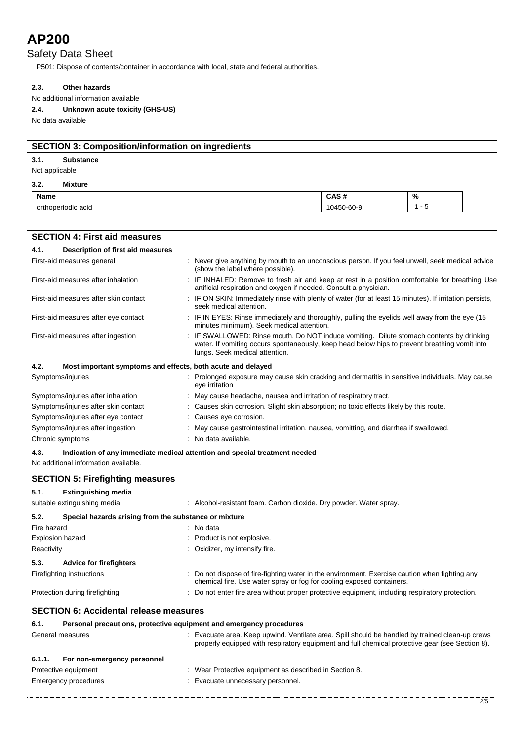P501: Dispose of contents/container in accordance with local, state and federal authorities.

#### 2.3. Other hazards

No additional information available

#### 2.4. Unknown acute toxicity (GHS-US)

No data available

## SECTION 3: Composition/information on ingredients

### 3.1. Substance

Not applicable

### 3.2. Mixture

| Name | CAS # | % |
|---|---|---|
| orthoperiodic acid | 10450-60-9 | 1 - 5 |

## SECTION 4: First aid measures

### 4.1. Description of first aid measures

| | |
|---|---|
| First-aid measures general | : Never give anything by mouth to an unconscious person. If you feel unwell, seek medical advice (show the label where possible). |
| First-aid measures after inhalation | : IF INHALED: Remove to fresh air and keep at rest in a position comfortable for breathing Use artificial respiration and oxygen if needed. Consult a physician. |
| First-aid measures after skin contact | : IF ON SKIN: Immediately rinse with plenty of water (for at least 15 minutes). If irritation persists, seek medical attention. |
| First-aid measures after eye contact | : IF IN EYES: Rinse immediately and thoroughly, pulling the eyelids well away from the eye (15 minutes minimum). Seek medical attention. |
| First-aid measures after ingestion | : IF SWALLOWED: Rinse mouth. Do NOT induce vomiting. Dilute stomach contents by drinking water. If vomiting occurs spontaneously, keep head below hips to prevent breathing vomit into lungs. Seek medical attention. |

### 4.2. Most important symptoms and effects, both acute and delayed

| | |
|---|---|
| Symptoms/injuries | : Prolonged exposure may cause skin cracking and dermatitis in sensitive individuals. May cause eye irritation |
| Symptoms/injuries after inhalation | : May cause headache, nausea and irritation of respiratory tract. |
| Symptoms/injuries after skin contact | : Causes skin corrosion. Slight skin absorption; no toxic effects likely by this route. |
| Symptoms/injuries after eye contact | : Causes eye corrosion. |
| Symptoms/injuries after ingestion | : May cause gastrointestinal irritation, nausea, vomitting, and diarrhea if swallowed. |
| Chronic symptoms | : No data available. |

### 4.3. Indication of any immediate medical attention and special treatment needed

No additional information available.

## SECTION 5: Firefighting measures

### 5.1. Extinguishing media

| | |
|---|---|
| suitable extinguishing media | : Alcohol-resistant foam. Carbon dioxide. Dry powder. Water spray. |

### 5.2. Special hazards arising from the substance or mixture

| | |
|---|---|
| Fire hazard | : No data |
| Explosion hazard | : Product is not explosive. |
| Reactivity | : Oxidizer, my intensify fire. |

### 5.3. Advice for firefighters

| | |
|---|---|
| Firefighting instructions | : Do not dispose of fire-fighting water in the environment. Exercise caution when fighting any chemical fire. Use water spray or fog for cooling exposed containers. |
| Protection during firefighting | : Do not enter fire area without proper protective equipment, including respiratory protection. |

## SECTION 6: Accidental release measures

### 6.1. Personal precautions, protective equipment and emergency procedures

| | |
|---|---|
| General measures | : Evacuate area. Keep upwind. Ventilate area. Spill should be handled by trained clean-up crews properly equipped with respiratory equipment and full chemical protective gear (see Section 8). |

#### 6.1.1. For non-emergency personnel

| | |
|---|---|
| Protective equipment | : Wear Protective equipment as described in Section 8. |
| Emergency procedures | : Evacuate unnecessary personnel. |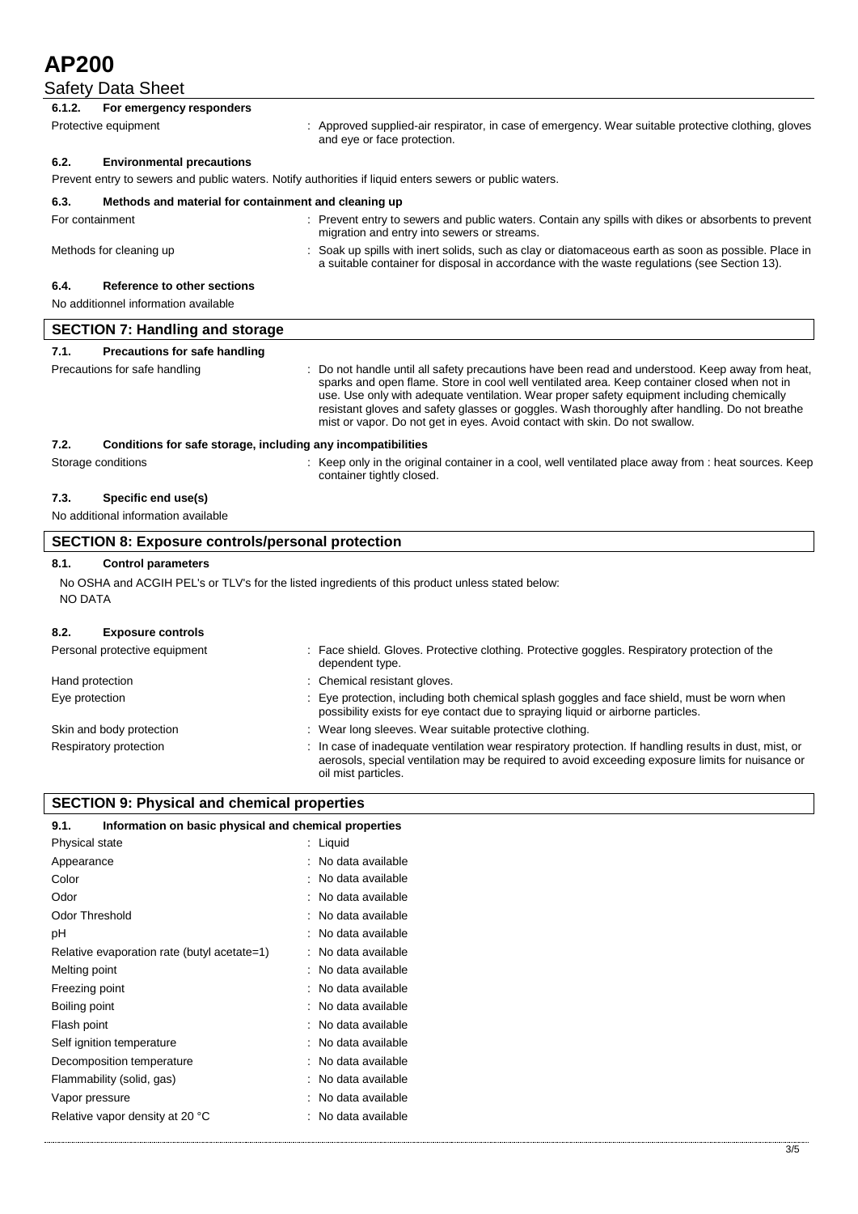#### 6.1.2. For emergency responders

Protective equipment : Approved supplied-air respirator, in case of emergency. Wear suitable protective clothing, gloves and eye or face protection.

### 6.2. Environmental precautions

Prevent entry to sewers and public waters. Notify authorities if liquid enters sewers or public waters.

### 6.3. Methods and material for containment and cleaning up

For containment : Prevent entry to sewers and public waters. Contain any spills with dikes or absorbents to prevent migration and entry into sewers or streams.

Methods for cleaning up : Soak up spills with inert solids, such as clay or diatomaceous earth as soon as possible. Place in a suitable container for disposal in accordance with the waste regulations (see Section 13).

### 6.4. Reference to other sections

No additionnel information available

## SECTION 7: Handling and storage

### 7.1. Precautions for safe handling

Precautions for safe handling : Do not handle until all safety precautions have been read and understood. Keep away from heat, sparks and open flame. Store in cool well ventilated area. Keep container closed when not in use. Use only with adequate ventilation. Wear proper safety equipment including chemically resistant gloves and safety glasses or goggles. Wash thoroughly after handling. Do not breathe mist or vapor. Do not get in eyes. Avoid contact with skin. Do not swallow.

### 7.2. Conditions for safe storage, including any incompatibilities

Storage conditions : Keep only in the original container in a cool, well ventilated place away from : heat sources. Keep container tightly closed.

### 7.3. Specific end use(s)

No additional information available

## SECTION 8: Exposure controls/personal protection

### 8.1. Control parameters

No OSHA and ACGIH PEL's or TLV's for the listed ingredients of this product unless stated below:
NO DATA

### 8.2. Exposure controls

Personal protective equipment : Face shield. Gloves. Protective clothing. Protective goggles. Respiratory protection of the dependent type.

Hand protection : Chemical resistant gloves.

Eye protection : Eye protection, including both chemical splash goggles and face shield, must be worn when possibility exists for eye contact due to spraying liquid or airborne particles.

Skin and body protection : Wear long sleeves. Wear suitable protective clothing.

Respiratory protection : In case of inadequate ventilation wear respiratory protection. If handling results in dust, mist, or aerosols, special ventilation may be required to avoid exceeding exposure limits for nuisance or oil mist particles.

## SECTION 9: Physical and chemical properties

### 9.1. Information on basic physical and chemical properties

| Property | Value |
|---|---|
| Physical state | Liquid |
| Appearance | No data available |
| Color | No data available |
| Odor | No data available |
| Odor Threshold | No data available |
| pH | No data available |
| Relative evaporation rate (butyl acetate=1) | No data available |
| Melting point | No data available |
| Freezing point | No data available |
| Boiling point | No data available |
| Flash point | No data available |
| Self ignition temperature | No data available |
| Decomposition temperature | No data available |
| Flammability (solid, gas) | No data available |
| Vapor pressure | No data available |
| Relative vapor density at 20 °C | No data available |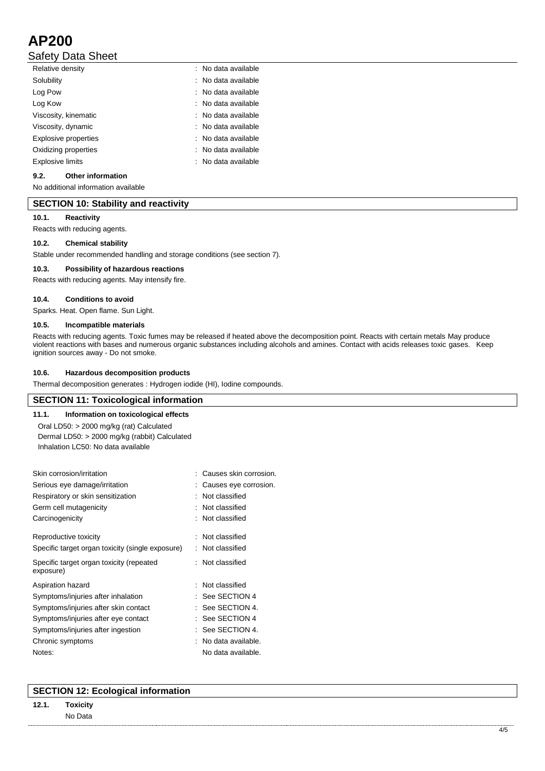| | |
|---|---|
| Relative density | : No data available |
| Solubility | : No data available |
| Log Pow | : No data available |
| Log Kow | : No data available |
| Viscosity, kinematic | : No data available |
| Viscosity, dynamic | : No data available |
| Explosive properties | : No data available |
| Oxidizing properties | : No data available |
| Explosive limits | : No data available |

### 9.2. Other information

No additional information available

## SECTION 10: Stability and reactivity

### 10.1. Reactivity

Reacts with reducing agents.

### 10.2. Chemical stability

Stable under recommended handling and storage conditions (see section 7).

### 10.3. Possibility of hazardous reactions

Reacts with reducing agents. May intensify fire.

### 10.4. Conditions to avoid

Sparks. Heat. Open flame. Sun Light.

### 10.5. Incompatible materials

Reacts with reducing agents. Toxic fumes may be released if heated above the decomposition point. Reacts with certain metals May produce violent reactions with bases and numerous organic substances including alcohols and amines. Contact with acids releases toxic gases. Keep ignition sources away - Do not smoke.

### 10.6. Hazardous decomposition products

Thermal decomposition generates : Hydrogen iodide (HI), Iodine compounds.

## SECTION 11: Toxicological information

### 11.1. Information on toxicological effects

Oral LD50: > 2000 mg/kg (rat) Calculated
Dermal LD50: > 2000 mg/kg (rabbit) Calculated
Inhalation LC50: No data available

| | |
|---|---|
| Skin corrosion/irritation | : Causes skin corrosion. |
| Serious eye damage/irritation | : Causes eye corrosion. |
| Respiratory or skin sensitization | : Not classified |
| Germ cell mutagenicity | : Not classified |
| Carcinogenicity | : Not classified |
| Reproductive toxicity | : Not classified |
| Specific target organ toxicity (single exposure) | : Not classified |
| Specific target organ toxicity (repeated exposure) | : Not classified |
| Aspiration hazard | : Not classified |
| Symptoms/injuries after inhalation | : See SECTION 4 |
| Symptoms/injuries after skin contact | : See SECTION 4. |
| Symptoms/injuries after eye contact | : See SECTION 4 |
| Symptoms/injuries after ingestion | : See SECTION 4. |
| Chronic symptoms | : No data available. |
| Notes: | No data available. |

## SECTION 12: Ecological information

### 12.1. Toxicity

No Data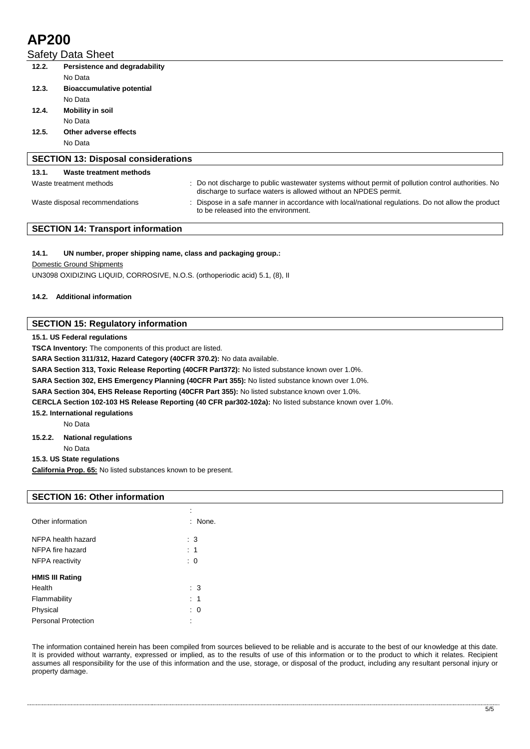### 12.2. Persistence and degradability

No Data

### 12.3. Bioaccumulative potential

No Data

### 12.4. Mobility in soil

No Data

### 12.5. Other adverse effects

No Data

## SECTION 13: Disposal considerations

### 13.1. Waste treatment methods

| | |
|---|---|
| Waste treatment methods | : Do not discharge to public wastewater systems without permit of pollution control authorities. No discharge to surface waters is allowed without an NPDES permit. |
| Waste disposal recommendations | : Dispose in a safe manner in accordance with local/national regulations. Do not allow the product to be released into the environment. |

## SECTION 14: Transport information

### 14.1. UN number, proper shipping name, class and packaging group.:

Domestic Ground Shipments

UN3098 OXIDIZING LIQUID, CORROSIVE, N.O.S. (orthoperiodic acid) 5.1, (8), II

### 14.2. Additional information

## SECTION 15: Regulatory information

### 15.1. US Federal regulations

**TSCA Inventory:** The components of this product are listed.

**SARA Section 311/312, Hazard Category (40CFR 370.2):** No data available.

**SARA Section 313, Toxic Release Reporting (40CFR Part372):** No listed substance known over 1.0%.

**SARA Section 302, EHS Emergency Planning (40CFR Part 355):** No listed substance known over 1.0%.

**SARA Section 304, EHS Release Reporting (40CFR Part 355):** No listed substance known over 1.0%.

**CERCLA Section 102-103 HS Release Reporting (40 CFR par302-102a):** No listed substance known over 1.0%.

### 15.2. International regulations

No Data

### 15.2.2. National regulations

No Data

### 15.3. US State regulations

**California Prop. 65:** No listed substances known to be present.

## SECTION 16: Other information

| | |
|---|---|
| | : |
| Other information | : None. |
| NFPA health hazard | : 3 |
| NFPA fire hazard | : 1 |
| NFPA reactivity | : 0 |
| **HMIS III Rating** | |
| Health | : 3 |
| Flammability | : 1 |
| Physical | : 0 |
| Personal Protection | : |

The information contained herein has been compiled from sources believed to be reliable and is accurate to the best of our knowledge at this date. It is provided without warranty, expressed or implied, as to the results of use of this information or to the product to which it relates. Recipient assumes all responsibility for the use of this information and the use, storage, or disposal of the product, including any resultant personal injury or property damage.